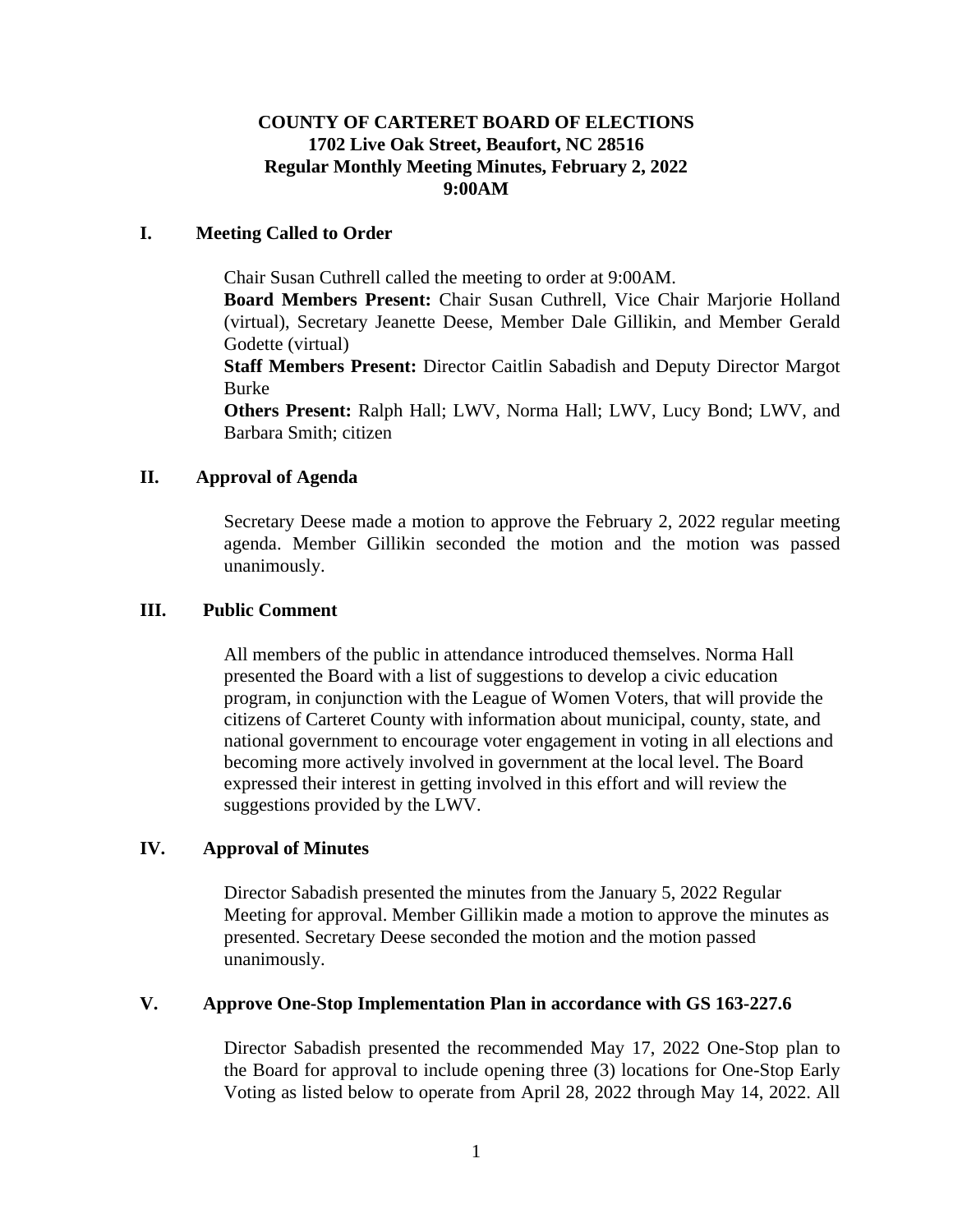**COUNTY OF CARTERET BOARD OF ELECTIONS**
**1702 Live Oak Street, Beaufort, NC 28516**
**Regular Monthly Meeting Minutes, February 2, 2022**
**9:00AM**

## I. Meeting Called to Order

Chair Susan Cuthrell called the meeting to order at 9:00AM.

**Board Members Present:** Chair Susan Cuthrell, Vice Chair Marjorie Holland (virtual), Secretary Jeanette Deese, Member Dale Gillikin, and Member Gerald Godette (virtual)

**Staff Members Present:** Director Caitlin Sabadish and Deputy Director Margot Burke

**Others Present:** Ralph Hall; LWV, Norma Hall; LWV, Lucy Bond; LWV, and Barbara Smith; citizen

## II. Approval of Agenda

Secretary Deese made a motion to approve the February 2, 2022 regular meeting agenda. Member Gillikin seconded the motion and the motion was passed unanimously.

## III. Public Comment

All members of the public in attendance introduced themselves. Norma Hall presented the Board with a list of suggestions to develop a civic education program, in conjunction with the League of Women Voters, that will provide the citizens of Carteret County with information about municipal, county, state, and national government to encourage voter engagement in voting in all elections and becoming more actively involved in government at the local level. The Board expressed their interest in getting involved in this effort and will review the suggestions provided by the LWV.

## IV. Approval of Minutes

Director Sabadish presented the minutes from the January 5, 2022 Regular Meeting for approval. Member Gillikin made a motion to approve the minutes as presented. Secretary Deese seconded the motion and the motion passed unanimously.

## V. Approve One-Stop Implementation Plan in accordance with GS 163-227.6

Director Sabadish presented the recommended May 17, 2022 One-Stop plan to the Board for approval to include opening three (3) locations for One-Stop Early Voting as listed below to operate from April 28, 2022 through May 14, 2022. All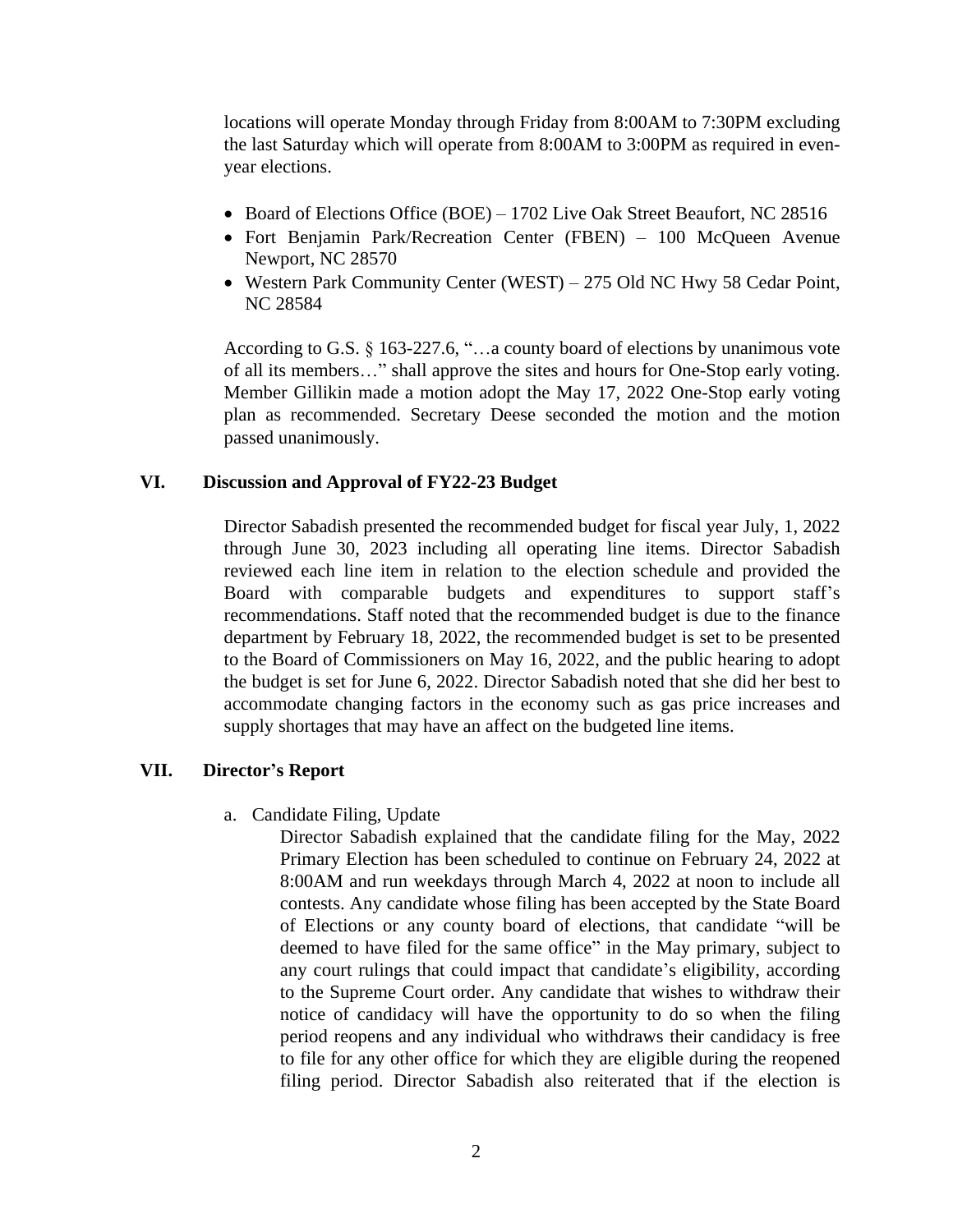locations will operate Monday through Friday from 8:00AM to 7:30PM excluding the last Saturday which will operate from 8:00AM to 3:00PM as required in even-year elections.

- Board of Elections Office (BOE) – 1702 Live Oak Street Beaufort, NC 28516
- Fort Benjamin Park/Recreation Center (FBEN) – 100 McQueen Avenue Newport, NC 28570
- Western Park Community Center (WEST) – 275 Old NC Hwy 58 Cedar Point, NC 28584

According to G.S. § 163-227.6, "…a county board of elections by unanimous vote of all its members…" shall approve the sites and hours for One-Stop early voting. Member Gillikin made a motion adopt the May 17, 2022 One-Stop early voting plan as recommended. Secretary Deese seconded the motion and the motion passed unanimously.

## VI. Discussion and Approval of FY22-23 Budget

Director Sabadish presented the recommended budget for fiscal year July, 1, 2022 through June 30, 2023 including all operating line items. Director Sabadish reviewed each line item in relation to the election schedule and provided the Board with comparable budgets and expenditures to support staff's recommendations. Staff noted that the recommended budget is due to the finance department by February 18, 2022, the recommended budget is set to be presented to the Board of Commissioners on May 16, 2022, and the public hearing to adopt the budget is set for June 6, 2022. Director Sabadish noted that she did her best to accommodate changing factors in the economy such as gas price increases and supply shortages that may have an affect on the budgeted line items.

## VII. Director's Report

a. Candidate Filing, Update

Director Sabadish explained that the candidate filing for the May, 2022 Primary Election has been scheduled to continue on February 24, 2022 at 8:00AM and run weekdays through March 4, 2022 at noon to include all contests. Any candidate whose filing has been accepted by the State Board of Elections or any county board of elections, that candidate "will be deemed to have filed for the same office" in the May primary, subject to any court rulings that could impact that candidate's eligibility, according to the Supreme Court order. Any candidate that wishes to withdraw their notice of candidacy will have the opportunity to do so when the filing period reopens and any individual who withdraws their candidacy is free to file for any other office for which they are eligible during the reopened filing period. Director Sabadish also reiterated that if the election is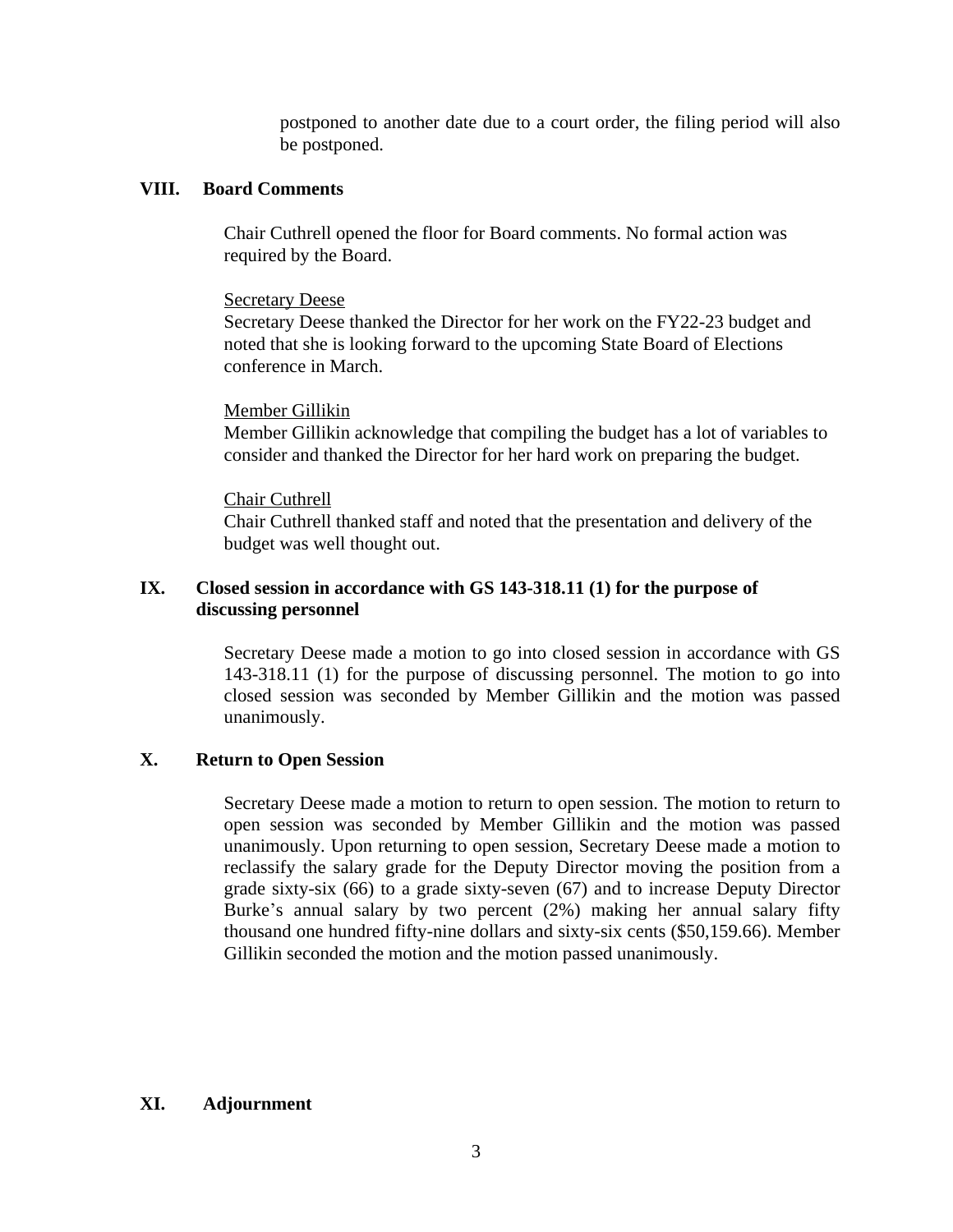postponed to another date due to a court order, the filing period will also be postponed.

## VIII. Board Comments

Chair Cuthrell opened the floor for Board comments. No formal action was required by the Board.

Secretary Deese
Secretary Deese thanked the Director for her work on the FY22-23 budget and noted that she is looking forward to the upcoming State Board of Elections conference in March.

Member Gillikin
Member Gillikin acknowledge that compiling the budget has a lot of variables to consider and thanked the Director for her hard work on preparing the budget.

Chair Cuthrell
Chair Cuthrell thanked staff and noted that the presentation and delivery of the budget was well thought out.

## IX. Closed session in accordance with GS 143-318.11 (1) for the purpose of discussing personnel

Secretary Deese made a motion to go into closed session in accordance with GS 143-318.11 (1) for the purpose of discussing personnel. The motion to go into closed session was seconded by Member Gillikin and the motion was passed unanimously.

## X. Return to Open Session

Secretary Deese made a motion to return to open session. The motion to return to open session was seconded by Member Gillikin and the motion was passed unanimously. Upon returning to open session, Secretary Deese made a motion to reclassify the salary grade for the Deputy Director moving the position from a grade sixty-six (66) to a grade sixty-seven (67) and to increase Deputy Director Burke's annual salary by two percent (2%) making her annual salary fifty thousand one hundred fifty-nine dollars and sixty-six cents ($50,159.66). Member Gillikin seconded the motion and the motion passed unanimously.

## XI. Adjournment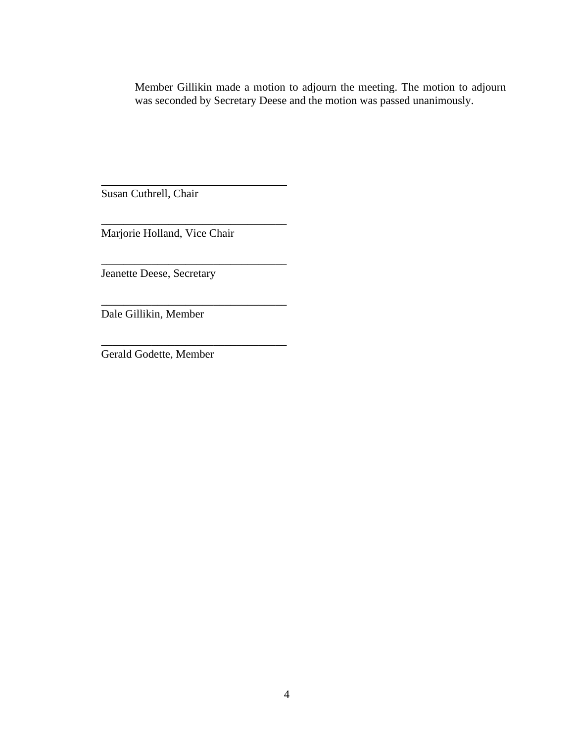Member Gillikin made a motion to adjourn the meeting. The motion to adjourn was seconded by Secretary Deese and the motion was passed unanimously.

\_\_\_\_\_\_\_\_\_\_\_\_\_\_\_\_\_\_\_\_\_\_\_\_\_\_\_\_\_\_\_\_\_\_

Susan Cuthrell, Chair

\_\_\_\_\_\_\_\_\_\_\_\_\_\_\_\_\_\_\_\_\_\_\_\_\_\_\_\_\_\_\_\_\_\_

Marjorie Holland, Vice Chair

\_\_\_\_\_\_\_\_\_\_\_\_\_\_\_\_\_\_\_\_\_\_\_\_\_\_\_\_\_\_\_\_\_\_

Jeanette Deese, Secretary

\_\_\_\_\_\_\_\_\_\_\_\_\_\_\_\_\_\_\_\_\_\_\_\_\_\_\_\_\_\_\_\_\_\_

Dale Gillikin, Member

\_\_\_\_\_\_\_\_\_\_\_\_\_\_\_\_\_\_\_\_\_\_\_\_\_\_\_\_\_\_\_\_\_\_

Gerald Godette, Member